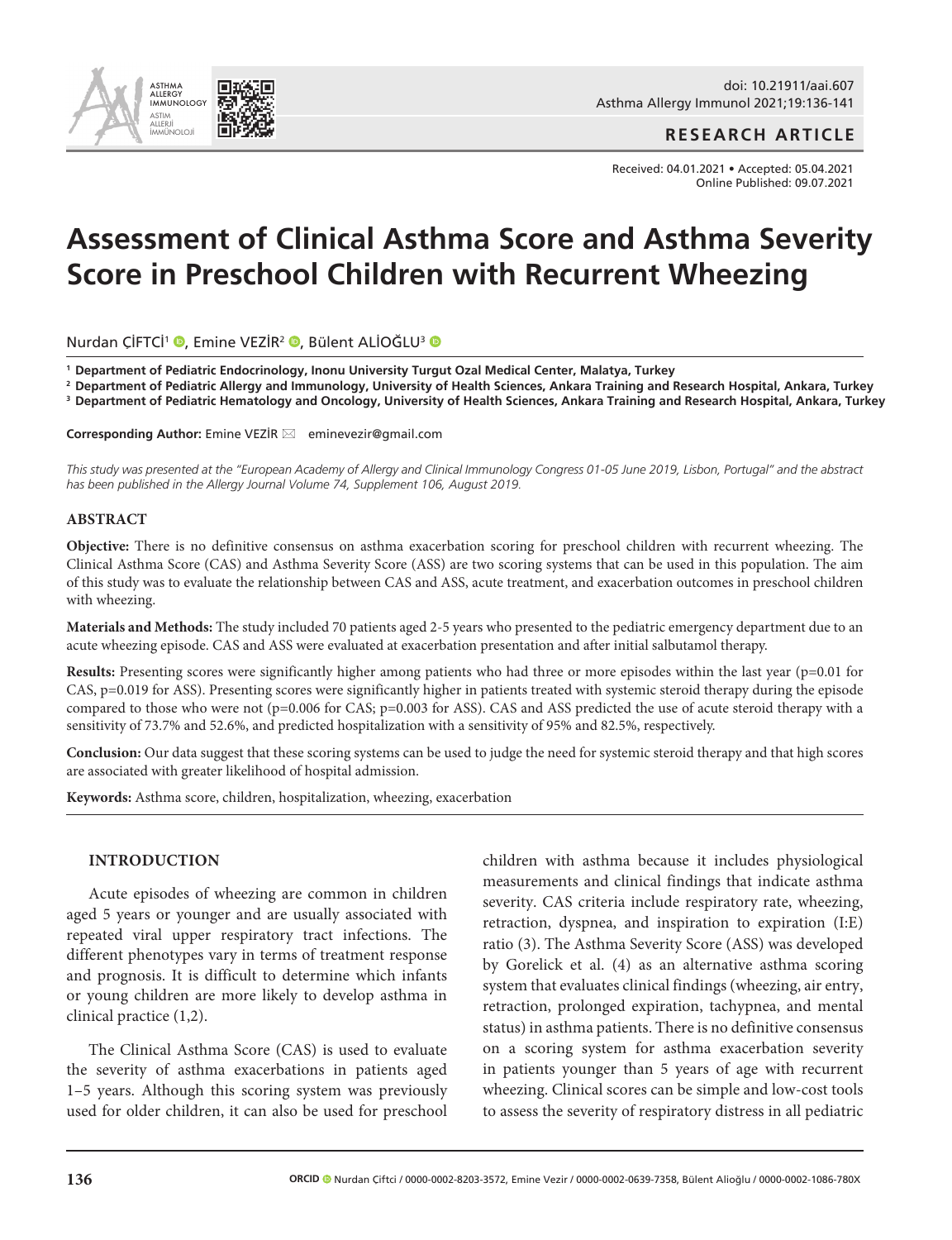**RESEARCH ARTICLE**

Received: 04.01.2021 • Accepted: 05.04.2021
Online Published: 09.07.2021

# Assessment of Clinical Asthma Score and Asthma Severity Score in Preschool Children with Recurrent Wheezing

Nurdan ÇİFTCİ[1], Emine VEZİR[2], Bülent ALİOĞLU[3]

[1] **Department of Pediatric Endocrinology, Inonu University Turgut Ozal Medical Center, Malatya, Turkey**
[2] **Department of Pediatric Allergy and Immunology, University of Health Sciences, Ankara Training and Research Hospital, Ankara, Turkey**
[3] **Department of Pediatric Hematology and Oncology, University of Health Sciences, Ankara Training and Research Hospital, Ankara, Turkey**

**Corresponding Author:** Emine VEZİR ✉ eminevezir@gmail.com

*This study was presented at the "European Academy of Allergy and Clinical Immunology Congress 01-05 June 2019, Lisbon, Portugal" and the abstract has been published in the Allergy Journal Volume 74, Supplement 106, August 2019.*

## ABSTRACT

**Objective:** There is no definitive consensus on asthma exacerbation scoring for preschool children with recurrent wheezing. The Clinical Asthma Score (CAS) and Asthma Severity Score (ASS) are two scoring systems that can be used in this population. The aim of this study was to evaluate the relationship between CAS and ASS, acute treatment, and exacerbation outcomes in preschool children with wheezing.

**Materials and Methods:** The study included 70 patients aged 2-5 years who presented to the pediatric emergency department due to an acute wheezing episode. CAS and ASS were evaluated at exacerbation presentation and after initial salbutamol therapy.

**Results:** Presenting scores were significantly higher among patients who had three or more episodes within the last year (p=0.01 for CAS, p=0.019 for ASS). Presenting scores were significantly higher in patients treated with systemic steroid therapy during the episode compared to those who were not (p=0.006 for CAS; p=0.003 for ASS). CAS and ASS predicted the use of acute steroid therapy with a sensitivity of 73.7% and 52.6%, and predicted hospitalization with a sensitivity of 95% and 82.5%, respectively.

**Conclusion:** Our data suggest that these scoring systems can be used to judge the need for systemic steroid therapy and that high scores are associated with greater likelihood of hospital admission.

**Keywords:** Asthma score, children, hospitalization, wheezing, exacerbation

## INTRODUCTION

Acute episodes of wheezing are common in children aged 5 years or younger and are usually associated with repeated viral upper respiratory tract infections. The different phenotypes vary in terms of treatment response and prognosis. It is difficult to determine which infants or young children are more likely to develop asthma in clinical practice (1,2).

The Clinical Asthma Score (CAS) is used to evaluate the severity of asthma exacerbations in patients aged 1–5 years. Although this scoring system was previously used for older children, it can also be used for preschool children with asthma because it includes physiological measurements and clinical findings that indicate asthma severity. CAS criteria include respiratory rate, wheezing, retraction, dyspnea, and inspiration to expiration (I:E) ratio (3). The Asthma Severity Score (ASS) was developed by Gorelick et al. (4) as an alternative asthma scoring system that evaluates clinical findings (wheezing, air entry, retraction, prolonged expiration, tachypnea, and mental status) in asthma patients. There is no definitive consensus on a scoring system for asthma exacerbation severity in patients younger than 5 years of age with recurrent wheezing. Clinical scores can be simple and low-cost tools to assess the severity of respiratory distress in all pediatric

**ORCID** Nurdan Çiftci / 0000-0002-8203-3572, Emine Vezir / 0000-0002-0639-7358, Bülent Alioğlu / 0000-0002-1086-780X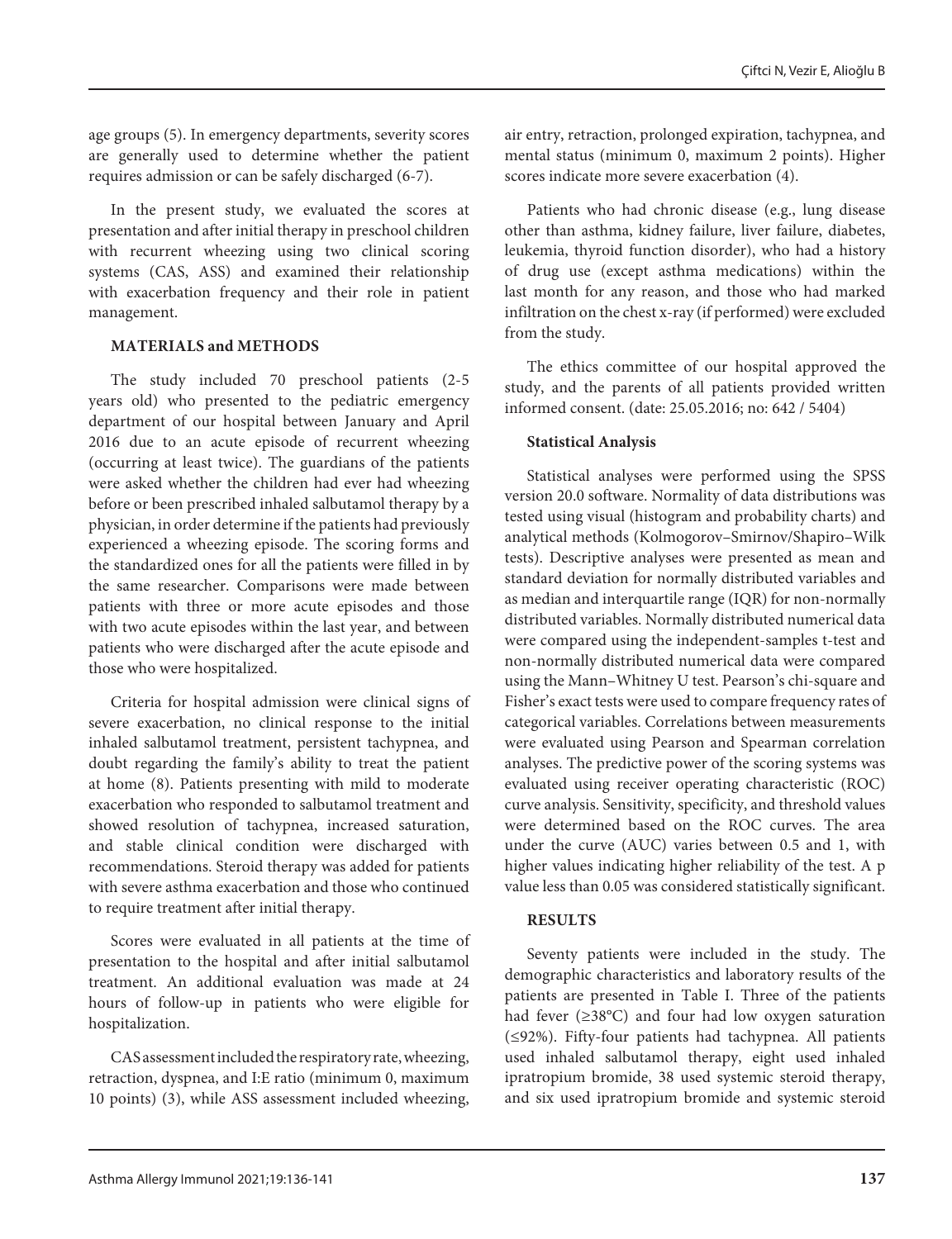age groups (5). In emergency departments, severity scores are generally used to determine whether the patient requires admission or can be safely discharged (6-7).

In the present study, we evaluated the scores at presentation and after initial therapy in preschool children with recurrent wheezing using two clinical scoring systems (CAS, ASS) and examined their relationship with exacerbation frequency and their role in patient management.

## MATERIALS and METHODS

The study included 70 preschool patients (2-5 years old) who presented to the pediatric emergency department of our hospital between January and April 2016 due to an acute episode of recurrent wheezing (occurring at least twice). The guardians of the patients were asked whether the children had ever had wheezing before or been prescribed inhaled salbutamol therapy by a physician, in order determine if the patients had previously experienced a wheezing episode. The scoring forms and the standardized ones for all the patients were filled in by the same researcher. Comparisons were made between patients with three or more acute episodes and those with two acute episodes within the last year, and between patients who were discharged after the acute episode and those who were hospitalized.

Criteria for hospital admission were clinical signs of severe exacerbation, no clinical response to the initial inhaled salbutamol treatment, persistent tachypnea, and doubt regarding the family's ability to treat the patient at home (8). Patients presenting with mild to moderate exacerbation who responded to salbutamol treatment and showed resolution of tachypnea, increased saturation, and stable clinical condition were discharged with recommendations. Steroid therapy was added for patients with severe asthma exacerbation and those who continued to require treatment after initial therapy.

Scores were evaluated in all patients at the time of presentation to the hospital and after initial salbutamol treatment. An additional evaluation was made at 24 hours of follow-up in patients who were eligible for hospitalization.

CAS assessment included the respiratory rate, wheezing, retraction, dyspnea, and I:E ratio (minimum 0, maximum 10 points) (3), while ASS assessment included wheezing, air entry, retraction, prolonged expiration, tachypnea, and mental status (minimum 0, maximum 2 points). Higher scores indicate more severe exacerbation (4).

Patients who had chronic disease (e.g., lung disease other than asthma, kidney failure, liver failure, diabetes, leukemia, thyroid function disorder), who had a history of drug use (except asthma medications) within the last month for any reason, and those who had marked infiltration on the chest x-ray (if performed) were excluded from the study.

The ethics committee of our hospital approved the study, and the parents of all patients provided written informed consent. (date: 25.05.2016; no: 642 / 5404)

### Statistical Analysis

Statistical analyses were performed using the SPSS version 20.0 software. Normality of data distributions was tested using visual (histogram and probability charts) and analytical methods (Kolmogorov–Smirnov/Shapiro–Wilk tests). Descriptive analyses were presented as mean and standard deviation for normally distributed variables and as median and interquartile range (IQR) for non-normally distributed variables. Normally distributed numerical data were compared using the independent-samples t-test and non-normally distributed numerical data were compared using the Mann–Whitney U test. Pearson's chi-square and Fisher's exact tests were used to compare frequency rates of categorical variables. Correlations between measurements were evaluated using Pearson and Spearman correlation analyses. The predictive power of the scoring systems was evaluated using receiver operating characteristic (ROC) curve analysis. Sensitivity, specificity, and threshold values were determined based on the ROC curves. The area under the curve (AUC) varies between 0.5 and 1, with higher values indicating higher reliability of the test. A p value less than 0.05 was considered statistically significant.

## RESULTS

Seventy patients were included in the study. The demographic characteristics and laboratory results of the patients are presented in Table I. Three of the patients had fever (≥38°C) and four had low oxygen saturation (≤92%). Fifty-four patients had tachypnea. All patients used inhaled salbutamol therapy, eight used inhaled ipratropium bromide, 38 used systemic steroid therapy, and six used ipratropium bromide and systemic steroid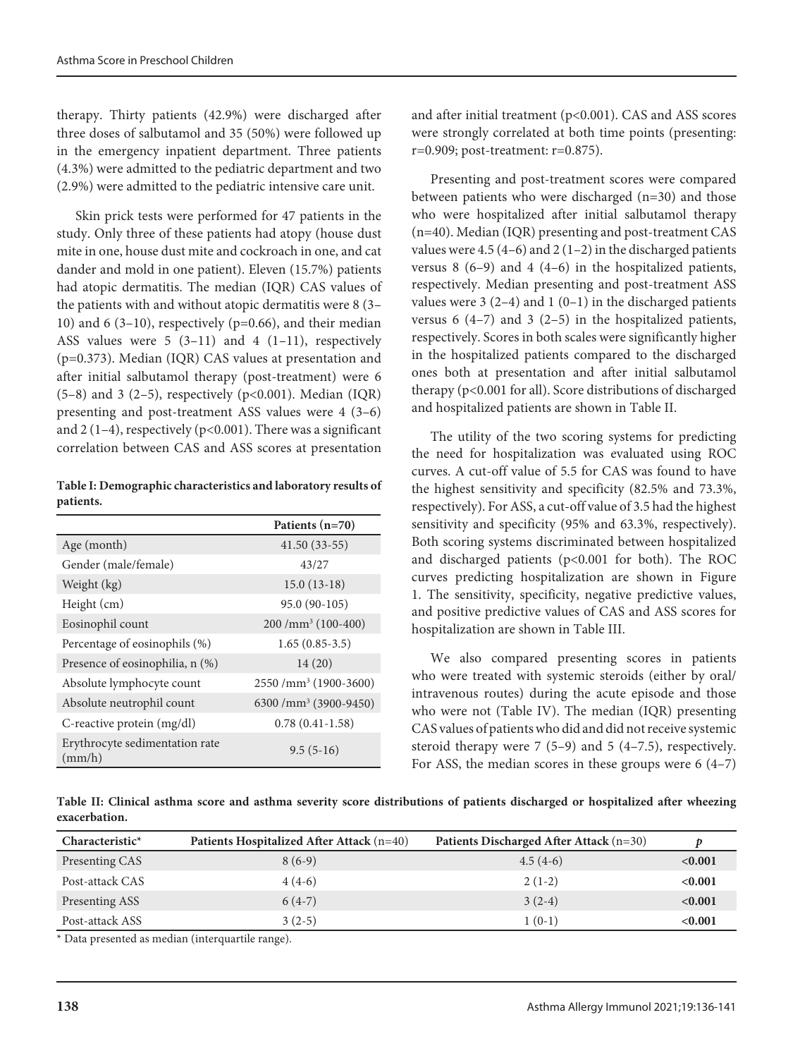therapy. Thirty patients (42.9%) were discharged after three doses of salbutamol and 35 (50%) were followed up in the emergency inpatient department. Three patients (4.3%) were admitted to the pediatric department and two (2.9%) were admitted to the pediatric intensive care unit.

Skin prick tests were performed for 47 patients in the study. Only three of these patients had atopy (house dust mite in one, house dust mite and cockroach in one, and cat dander and mold in one patient). Eleven (15.7%) patients had atopic dermatitis. The median (IQR) CAS values of the patients with and without atopic dermatitis were 8 (3–10) and 6 (3–10), respectively (p=0.66), and their median ASS values were 5 (3–11) and 4 (1–11), respectively (p=0.373). Median (IQR) CAS values at presentation and after initial salbutamol therapy (post-treatment) were 6 (5–8) and 3 (2–5), respectively (p<0.001). Median (IQR) presenting and post-treatment ASS values were 4 (3–6) and 2 (1–4), respectively (p<0.001). There was a significant correlation between CAS and ASS scores at presentation and after initial treatment (p<0.001). CAS and ASS scores were strongly correlated at both time points (presenting: r=0.909; post-treatment: r=0.875).

**Table I: Demographic characteristics and laboratory results of patients.**

| | Patients (n=70) |
|---|---|
| Age (month) | 41.50 (33-55) |
| Gender (male/female) | 43/27 |
| Weight (kg) | 15.0 (13-18) |
| Height (cm) | 95.0 (90-105) |
| Eosinophil count | 200 /mm³ (100-400) |
| Percentage of eosinophils (%) | 1.65 (0.85-3.5) |
| Presence of eosinophilia, n (%) | 14 (20) |
| Absolute lymphocyte count | 2550 /mm³ (1900-3600) |
| Absolute neutrophil count | 6300 /mm³ (3900-9450) |
| C-reactive protein (mg/dl) | 0.78 (0.41-1.58) |
| Erythrocyte sedimentation rate (mm/h) | 9.5 (5-16) |

Presenting and post-treatment scores were compared between patients who were discharged (n=30) and those who were hospitalized after initial salbutamol therapy (n=40). Median (IQR) presenting and post-treatment CAS values were 4.5 (4–6) and 2 (1–2) in the discharged patients versus 8 (6–9) and 4 (4–6) in the hospitalized patients, respectively. Median presenting and post-treatment ASS values were 3 (2–4) and 1 (0–1) in the discharged patients versus 6 (4–7) and 3 (2–5) in the hospitalized patients, respectively. Scores in both scales were significantly higher in the hospitalized patients compared to the discharged ones both at presentation and after initial salbutamol therapy (p<0.001 for all). Score distributions of discharged and hospitalized patients are shown in Table II.

The utility of the two scoring systems for predicting the need for hospitalization was evaluated using ROC curves. A cut-off value of 5.5 for CAS was found to have the highest sensitivity and specificity (82.5% and 73.3%, respectively). For ASS, a cut-off value of 3.5 had the highest sensitivity and specificity (95% and 63.3%, respectively). Both scoring systems discriminated between hospitalized and discharged patients (p<0.001 for both). The ROC curves predicting hospitalization are shown in Figure 1. The sensitivity, specificity, negative predictive values, and positive predictive values of CAS and ASS scores for hospitalization are shown in Table III.

We also compared presenting scores in patients who were treated with systemic steroids (either by oral/intravenous routes) during the acute episode and those who were not (Table IV). The median (IQR) presenting CAS values of patients who did and did not receive systemic steroid therapy were 7 (5–9) and 5 (4–7.5), respectively. For ASS, the median scores in these groups were 6 (4–7)

**Table II: Clinical asthma score and asthma severity score distributions of patients discharged or hospitalized after wheezing exacerbation.**

| Characteristic* | Patients Hospitalized After Attack (n=40) | Patients Discharged After Attack (n=30) | *p* |
|---|---|---|---|
| Presenting CAS | 8 (6-9) | 4.5 (4-6) | **<0.001** |
| Post-attack CAS | 4 (4-6) | 2 (1-2) | **<0.001** |
| Presenting ASS | 6 (4-7) | 3 (2-4) | **<0.001** |
| Post-attack ASS | 3 (2-5) | 1 (0-1) | **<0.001** |

* Data presented as median (interquartile range).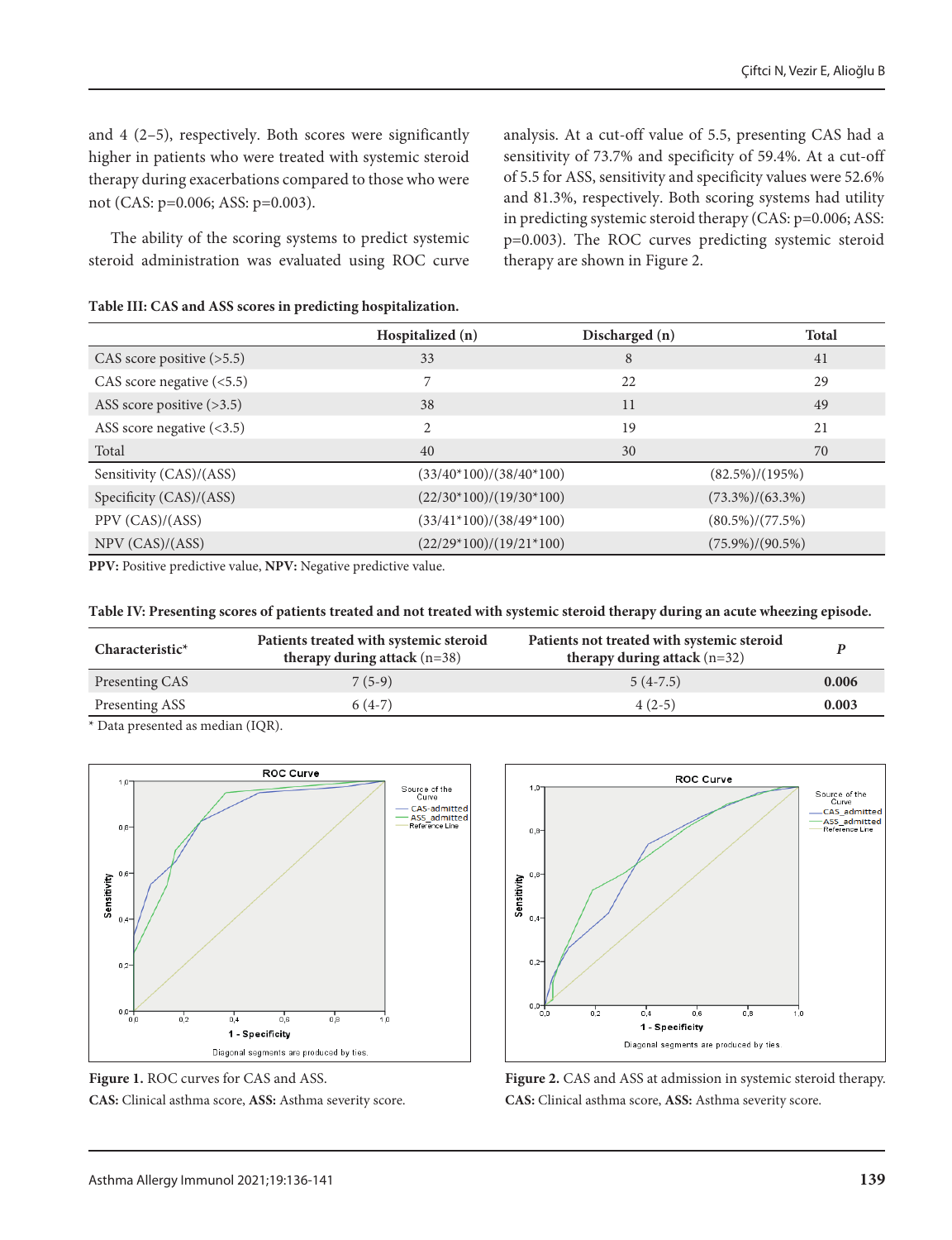and 4 (2–5), respectively. Both scores were significantly higher in patients who were treated with systemic steroid therapy during exacerbations compared to those who were not (CAS: p=0.006; ASS: p=0.003).

The ability of the scoring systems to predict systemic steroid administration was evaluated using ROC curve analysis. At a cut-off value of 5.5, presenting CAS had a sensitivity of 73.7% and specificity of 59.4%. At a cut-off of 5.5 for ASS, sensitivity and specificity values were 52.6% and 81.3%, respectively. Both scoring systems had utility in predicting systemic steroid therapy (CAS: p=0.006; ASS: p=0.003). The ROC curves predicting systemic steroid therapy are shown in Figure 2.

**Table III: CAS and ASS scores in predicting hospitalization.**

| | Hospitalized (n) | Discharged (n) | Total |
|---|---|---|---|
| CAS score positive (>5.5) | 33 | 8 | 41 |
| CAS score negative (<5.5) | 7 | 22 | 29 |
| ASS score positive (>3.5) | 38 | 11 | 49 |
| ASS score negative (<3.5) | 2 | 19 | 21 |
| Total | 40 | 30 | 70 |
| Sensitivity (CAS)/(ASS) | (33/40*100)/(38/40*100) | | (82.5%)/(195%) |
| Specificity (CAS)/(ASS) | (22/30*100)/(19/30*100) | | (73.3%)/(63.3%) |
| PPV (CAS)/(ASS) | (33/41*100)/(38/49*100) | | (80.5%)/(77.5%) |
| NPV (CAS)/(ASS) | (22/29*100)/(19/21*100) | | (75.9%)/(90.5%) |

**PPV:** Positive predictive value, **NPV:** Negative predictive value.

**Table IV: Presenting scores of patients treated and not treated with systemic steroid therapy during an acute wheezing episode.**

| Characteristic* | Patients treated with systemic steroid therapy during attack (n=38) | Patients not treated with systemic steroid therapy during attack (n=32) | *P* |
|---|---|---|---|
| Presenting CAS | 7 (5-9) | 5 (4-7.5) | **0.006** |
| Presenting ASS | 6 (4-7) | 4 (2-5) | **0.003** |

\* Data presented as median (IQR).

**Figure 1.** ROC curves for CAS and ASS.
**CAS:** Clinical asthma score, **ASS:** Asthma severity score.

**Figure 2.** CAS and ASS at admission in systemic steroid therapy.
**CAS:** Clinical asthma score, **ASS:** Asthma severity score.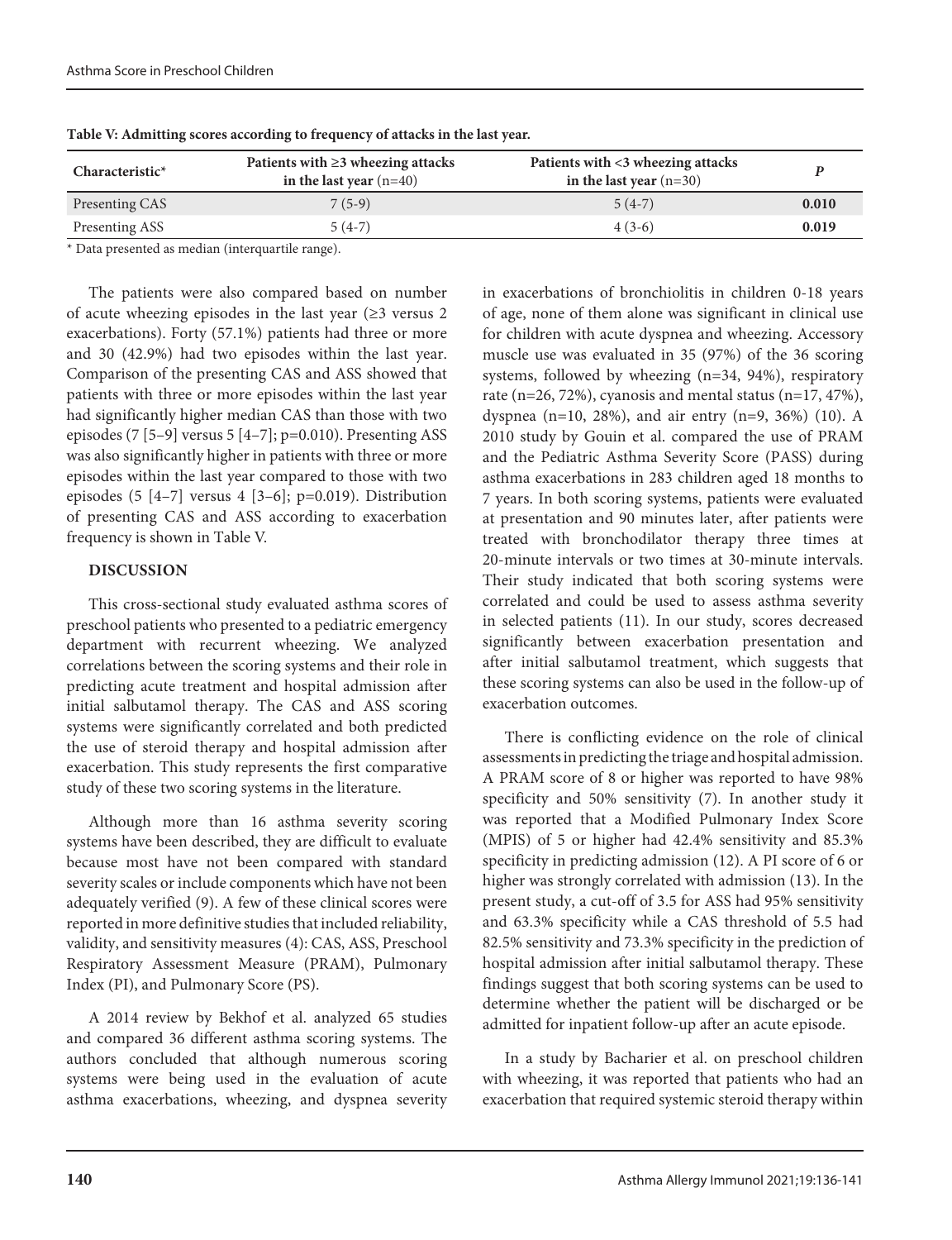**Table V: Admitting scores according to frequency of attacks in the last year.**

| Characteristic* | Patients with ≥3 wheezing attacks in the last year (n=40) | Patients with <3 wheezing attacks in the last year (n=30) | P |
|---|---|---|---|
| Presenting CAS | 7 (5-9) | 5 (4-7) | **0.010** |
| Presenting ASS | 5 (4-7) | 4 (3-6) | **0.019** |

* Data presented as median (interquartile range).

The patients were also compared based on number of acute wheezing episodes in the last year (≥3 versus 2 exacerbations). Forty (57.1%) patients had three or more and 30 (42.9%) had two episodes within the last year. Comparison of the presenting CAS and ASS showed that patients with three or more episodes within the last year had significantly higher median CAS than those with two episodes (7 [5–9] versus 5 [4–7]; p=0.010). Presenting ASS was also significantly higher in patients with three or more episodes within the last year compared to those with two episodes (5 [4–7] versus 4 [3–6]; p=0.019). Distribution of presenting CAS and ASS according to exacerbation frequency is shown in Table V.

## DISCUSSION

This cross-sectional study evaluated asthma scores of preschool patients who presented to a pediatric emergency department with recurrent wheezing. We analyzed correlations between the scoring systems and their role in predicting acute treatment and hospital admission after initial salbutamol therapy. The CAS and ASS scoring systems were significantly correlated and both predicted the use of steroid therapy and hospital admission after exacerbation. This study represents the first comparative study of these two scoring systems in the literature.

Although more than 16 asthma severity scoring systems have been described, they are difficult to evaluate because most have not been compared with standard severity scales or include components which have not been adequately verified (9). A few of these clinical scores were reported in more definitive studies that included reliability, validity, and sensitivity measures (4): CAS, ASS, Preschool Respiratory Assessment Measure (PRAM), Pulmonary Index (PI), and Pulmonary Score (PS).

A 2014 review by Bekhof et al. analyzed 65 studies and compared 36 different asthma scoring systems. The authors concluded that although numerous scoring systems were being used in the evaluation of acute asthma exacerbations, wheezing, and dyspnea severity in exacerbations of bronchiolitis in children 0-18 years of age, none of them alone was significant in clinical use for children with acute dyspnea and wheezing. Accessory muscle use was evaluated in 35 (97%) of the 36 scoring systems, followed by wheezing (n=34, 94%), respiratory rate (n=26, 72%), cyanosis and mental status (n=17, 47%), dyspnea (n=10, 28%), and air entry (n=9, 36%) (10). A 2010 study by Gouin et al. compared the use of PRAM and the Pediatric Asthma Severity Score (PASS) during asthma exacerbations in 283 children aged 18 months to 7 years. In both scoring systems, patients were evaluated at presentation and 90 minutes later, after patients were treated with bronchodilator therapy three times at 20-minute intervals or two times at 30-minute intervals. Their study indicated that both scoring systems were correlated and could be used to assess asthma severity in selected patients (11). In our study, scores decreased significantly between exacerbation presentation and after initial salbutamol treatment, which suggests that these scoring systems can also be used in the follow-up of exacerbation outcomes.

There is conflicting evidence on the role of clinical assessments in predicting the triage and hospital admission. A PRAM score of 8 or higher was reported to have 98% specificity and 50% sensitivity (7). In another study it was reported that a Modified Pulmonary Index Score (MPIS) of 5 or higher had 42.4% sensitivity and 85.3% specificity in predicting admission (12). A PI score of 6 or higher was strongly correlated with admission (13). In the present study, a cut-off of 3.5 for ASS had 95% sensitivity and 63.3% specificity while a CAS threshold of 5.5 had 82.5% sensitivity and 73.3% specificity in the prediction of hospital admission after initial salbutamol therapy. These findings suggest that both scoring systems can be used to determine whether the patient will be discharged or be admitted for inpatient follow-up after an acute episode.

In a study by Bacharier et al. on preschool children with wheezing, it was reported that patients who had an exacerbation that required systemic steroid therapy within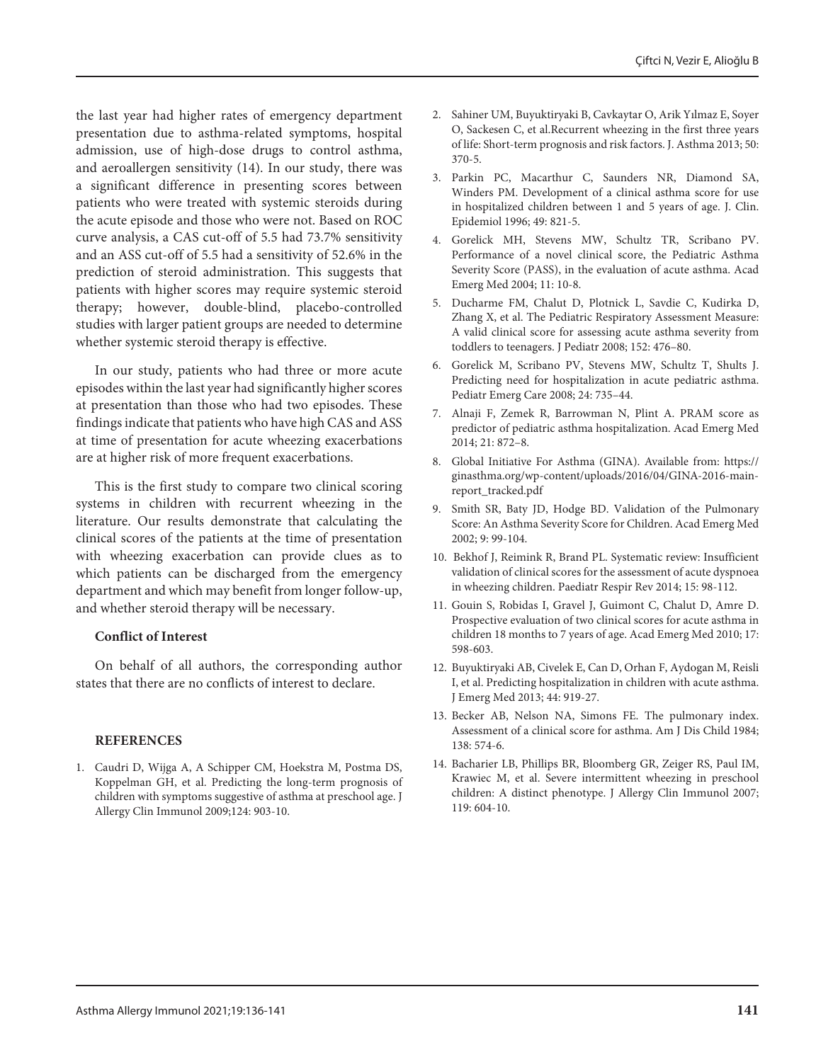the last year had higher rates of emergency department presentation due to asthma-related symptoms, hospital admission, use of high-dose drugs to control asthma, and aeroallergen sensitivity (14). In our study, there was a significant difference in presenting scores between patients who were treated with systemic steroids during the acute episode and those who were not. Based on ROC curve analysis, a CAS cut-off of 5.5 had 73.7% sensitivity and an ASS cut-off of 5.5 had a sensitivity of 52.6% in the prediction of steroid administration. This suggests that patients with higher scores may require systemic steroid therapy; however, double-blind, placebo-controlled studies with larger patient groups are needed to determine whether systemic steroid therapy is effective.

In our study, patients who had three or more acute episodes within the last year had significantly higher scores at presentation than those who had two episodes. These findings indicate that patients who have high CAS and ASS at time of presentation for acute wheezing exacerbations are at higher risk of more frequent exacerbations.

This is the first study to compare two clinical scoring systems in children with recurrent wheezing in the literature. Our results demonstrate that calculating the clinical scores of the patients at the time of presentation with wheezing exacerbation can provide clues as to which patients can be discharged from the emergency department and which may benefit from longer follow-up, and whether steroid therapy will be necessary.

**Conflict of Interest**

On behalf of all authors, the corresponding author states that there are no conflicts of interest to declare.

**REFERENCES**

1. Caudri D, Wijga A, A Schipper CM, Hoekstra M, Postma DS, Koppelman GH, et al. Predicting the long-term prognosis of children with symptoms suggestive of asthma at preschool age. J Allergy Clin Immunol 2009;124: 903-10.
2. Sahiner UM, Buyuktiryaki B, Cavkaytar O, Arik Yılmaz E, Soyer O, Sackesen C, et al.Recurrent wheezing in the first three years of life: Short-term prognosis and risk factors. J. Asthma 2013; 50: 370-5.
3. Parkin PC, Macarthur C, Saunders NR, Diamond SA, Winders PM. Development of a clinical asthma score for use in hospitalized children between 1 and 5 years of age. J. Clin. Epidemiol 1996; 49: 821-5.
4. Gorelick MH, Stevens MW, Schultz TR, Scribano PV. Performance of a novel clinical score, the Pediatric Asthma Severity Score (PASS), in the evaluation of acute asthma. Acad Emerg Med 2004; 11: 10-8.
5. Ducharme FM, Chalut D, Plotnick L, Savdie C, Kudirka D, Zhang X, et al. The Pediatric Respiratory Assessment Measure: A valid clinical score for assessing acute asthma severity from toddlers to teenagers. J Pediatr 2008; 152: 476–80.
6. Gorelick M, Scribano PV, Stevens MW, Schultz T, Shults J. Predicting need for hospitalization in acute pediatric asthma. Pediatr Emerg Care 2008; 24: 735–44.
7. Alnaji F, Zemek R, Barrowman N, Plint A. PRAM score as predictor of pediatric asthma hospitalization. Acad Emerg Med 2014; 21: 872–8.
8. Global Initiative For Asthma (GINA). Available from: https://ginasthma.org/wp-content/uploads/2016/04/GINA-2016-main-report_tracked.pdf
9. Smith SR, Baty JD, Hodge BD. Validation of the Pulmonary Score: An Asthma Severity Score for Children. Acad Emerg Med 2002; 9: 99-104.
10. Bekhof J, Reimink R, Brand PL. Systematic review: Insufficient validation of clinical scores for the assessment of acute dyspnoea in wheezing children. Paediatr Respir Rev 2014; 15: 98-112.
11. Gouin S, Robidas I, Gravel J, Guimont C, Chalut D, Amre D. Prospective evaluation of two clinical scores for acute asthma in children 18 months to 7 years of age. Acad Emerg Med 2010; 17: 598-603.
12. Buyuktiryaki AB, Civelek E, Can D, Orhan F, Aydogan M, Reisli I, et al. Predicting hospitalization in children with acute asthma. J Emerg Med 2013; 44: 919-27.
13. Becker AB, Nelson NA, Simons FE. The pulmonary index. Assessment of a clinical score for asthma. Am J Dis Child 1984; 138: 574-6.
14. Bacharier LB, Phillips BR, Bloomberg GR, Zeiger RS, Paul IM, Krawiec M, et al. Severe intermittent wheezing in preschool children: A distinct phenotype. J Allergy Clin Immunol 2007; 119: 604-10.